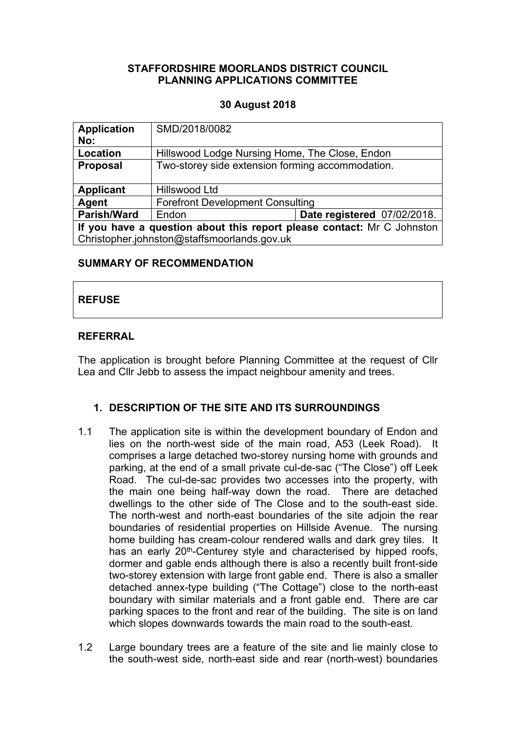**STAFFORDSHIRE MOORLANDS DISTRICT COUNCIL**
**PLANNING APPLICATIONS COMMITTEE**

**30 August 2018**

| | | |
|---|---|---|
| **Application No:** | SMD/2018/0082 | |
| **Location** | Hillswood Lodge Nursing Home, The Close, Endon | |
| **Proposal** | Two-storey side extension forming accommodation. | |
| **Applicant** | Hillswood Ltd | |
| **Agent** | Forefront Development Consulting | |
| **Parish/Ward** | Endon | **Date registered** 07/02/2018. |
| **If you have a question about this report please contact:** Mr C Johnston Christopher.johnston@staffsmoorlands.gov.uk | | |

**SUMMARY OF RECOMMENDATION**

| |
|---|
| **REFUSE** |

**REFERRAL**

The application is brought before Planning Committee at the request of Cllr Lea and Cllr Jebb to assess the impact neighbour amenity and trees.

## 1. DESCRIPTION OF THE SITE AND ITS SURROUNDINGS

1.1 The application site is within the development boundary of Endon and lies on the north-west side of the main road, A53 (Leek Road). It comprises a large detached two-storey nursing home with grounds and parking, at the end of a small private cul-de-sac ("The Close") off Leek Road. The cul-de-sac provides two accesses into the property, with the main one being half-way down the road. There are detached dwellings to the other side of The Close and to the south-east side. The north-west and north-east boundaries of the site adjoin the rear boundaries of residential properties on Hillside Avenue. The nursing home building has cream-colour rendered walls and dark grey tiles. It has an early 20th-Centurey style and characterised by hipped roofs, dormer and gable ends although there is also a recently built front-side two-storey extension with large front gable end. There is also a smaller detached annex-type building ("The Cottage") close to the north-east boundary with similar materials and a front gable end. There are car parking spaces to the front and rear of the building. The site is on land which slopes downwards towards the main road to the south-east.

1.2 Large boundary trees are a feature of the site and lie mainly close to the south-west side, north-east side and rear (north-west) boundaries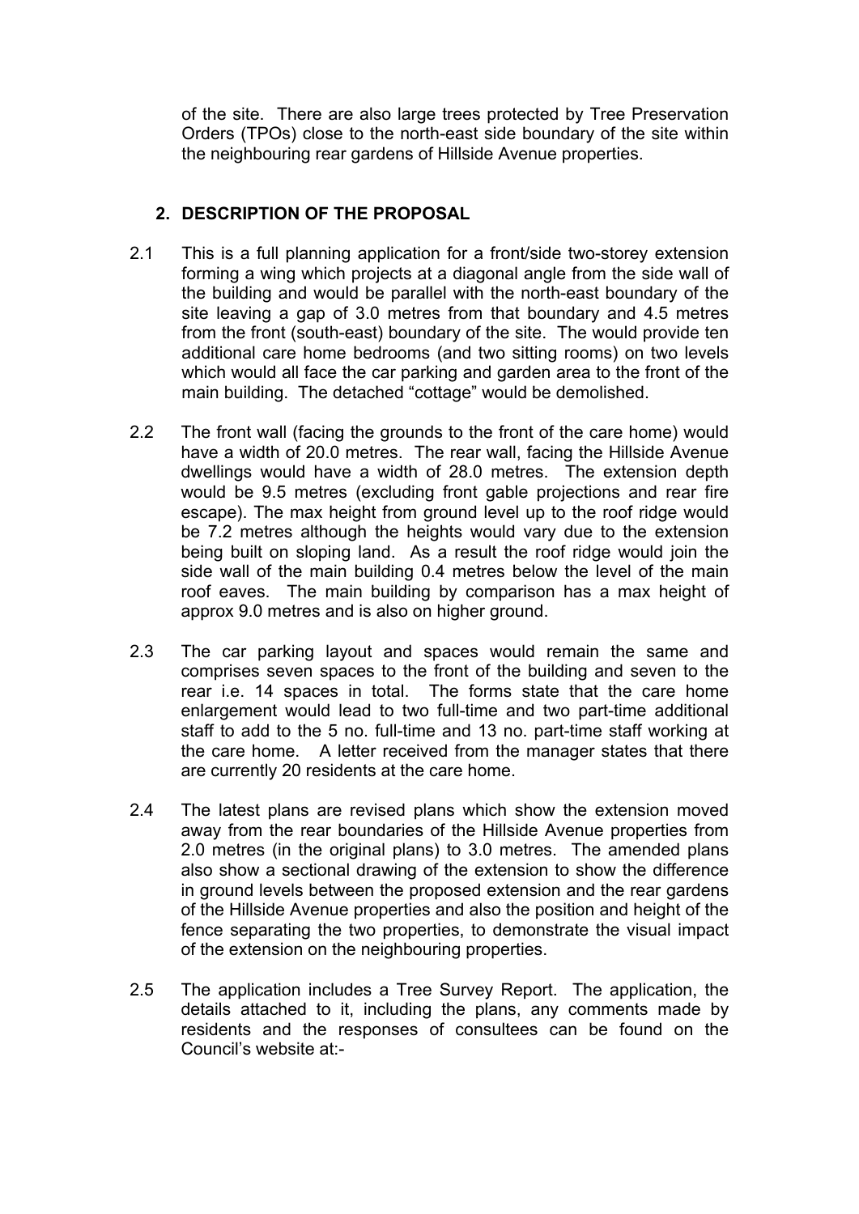of the site. There are also large trees protected by Tree Preservation Orders (TPOs) close to the north-east side boundary of the site within the neighbouring rear gardens of Hillside Avenue properties.

## 2. DESCRIPTION OF THE PROPOSAL

2.1 This is a full planning application for a front/side two-storey extension forming a wing which projects at a diagonal angle from the side wall of the building and would be parallel with the north-east boundary of the site leaving a gap of 3.0 metres from that boundary and 4.5 metres from the front (south-east) boundary of the site. The would provide ten additional care home bedrooms (and two sitting rooms) on two levels which would all face the car parking and garden area to the front of the main building. The detached "cottage" would be demolished.

2.2 The front wall (facing the grounds to the front of the care home) would have a width of 20.0 metres. The rear wall, facing the Hillside Avenue dwellings would have a width of 28.0 metres. The extension depth would be 9.5 metres (excluding front gable projections and rear fire escape). The max height from ground level up to the roof ridge would be 7.2 metres although the heights would vary due to the extension being built on sloping land. As a result the roof ridge would join the side wall of the main building 0.4 metres below the level of the main roof eaves. The main building by comparison has a max height of approx 9.0 metres and is also on higher ground.

2.3 The car parking layout and spaces would remain the same and comprises seven spaces to the front of the building and seven to the rear i.e. 14 spaces in total. The forms state that the care home enlargement would lead to two full-time and two part-time additional staff to add to the 5 no. full-time and 13 no. part-time staff working at the care home. A letter received from the manager states that there are currently 20 residents at the care home.

2.4 The latest plans are revised plans which show the extension moved away from the rear boundaries of the Hillside Avenue properties from 2.0 metres (in the original plans) to 3.0 metres. The amended plans also show a sectional drawing of the extension to show the difference in ground levels between the proposed extension and the rear gardens of the Hillside Avenue properties and also the position and height of the fence separating the two properties, to demonstrate the visual impact of the extension on the neighbouring properties.

2.5 The application includes a Tree Survey Report. The application, the details attached to it, including the plans, any comments made by residents and the responses of consultees can be found on the Council's website at:-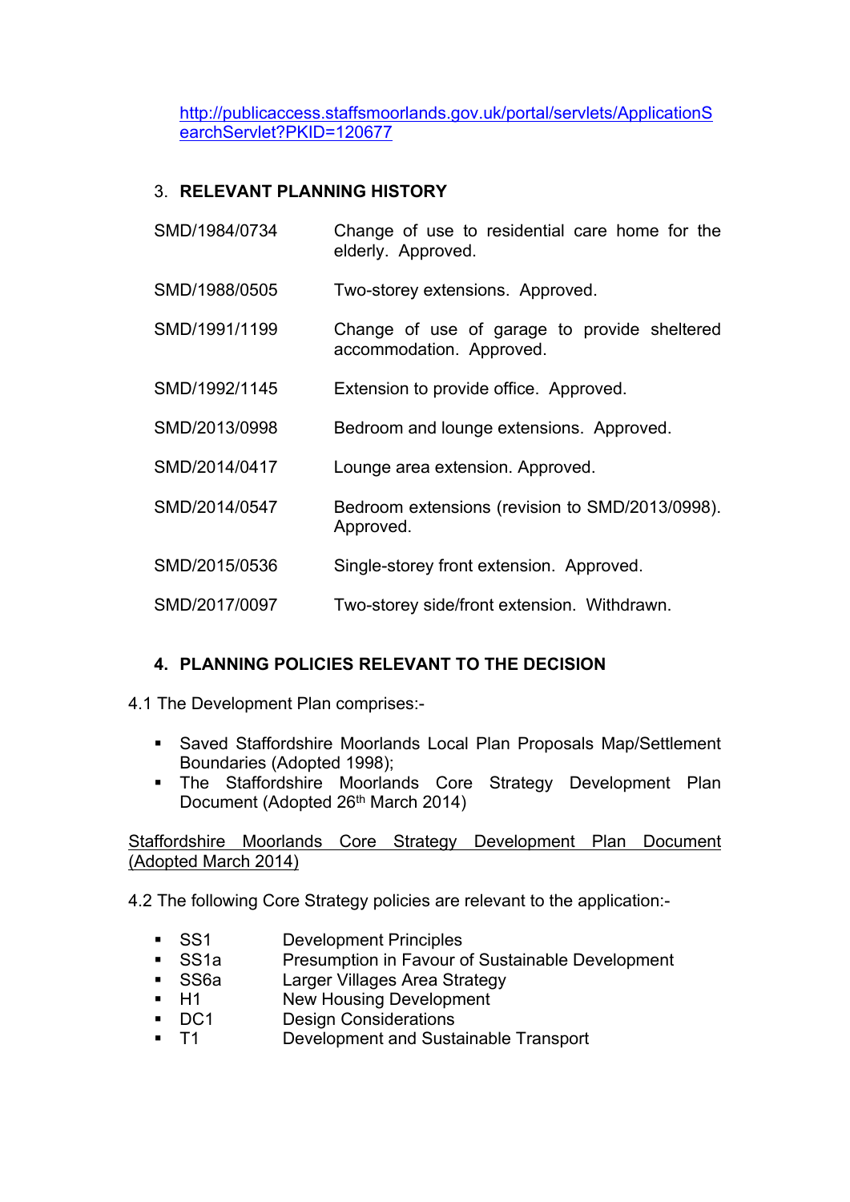http://publicaccess.staffsmoorlands.gov.uk/portal/servlets/ApplicationSearchServlet?PKID=120677

## 3. RELEVANT PLANNING HISTORY

| | |
|---|---|
| SMD/1984/0734 | Change of use to residential care home for the elderly. Approved. |
| SMD/1988/0505 | Two-storey extensions. Approved. |
| SMD/1991/1199 | Change of use of garage to provide sheltered accommodation. Approved. |
| SMD/1992/1145 | Extension to provide office. Approved. |
| SMD/2013/0998 | Bedroom and lounge extensions. Approved. |
| SMD/2014/0417 | Lounge area extension. Approved. |
| SMD/2014/0547 | Bedroom extensions (revision to SMD/2013/0998). Approved. |
| SMD/2015/0536 | Single-storey front extension. Approved. |
| SMD/2017/0097 | Two-storey side/front extension. Withdrawn. |

## 4. PLANNING POLICIES RELEVANT TO THE DECISION

4.1 The Development Plan comprises:-

- Saved Staffordshire Moorlands Local Plan Proposals Map/Settlement Boundaries (Adopted 1998);
- The Staffordshire Moorlands Core Strategy Development Plan Document (Adopted 26th March 2014)

Staffordshire Moorlands Core Strategy Development Plan Document (Adopted March 2014)

4.2 The following Core Strategy policies are relevant to the application:-

- SS1 Development Principles
- SS1a Presumption in Favour of Sustainable Development
- SS6a Larger Villages Area Strategy
- H1 New Housing Development
- DC1 Design Considerations
- T1 Development and Sustainable Transport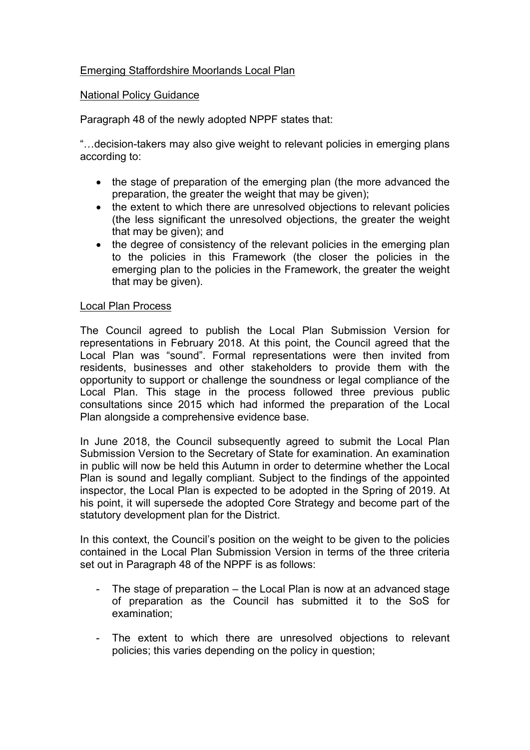Emerging Staffordshire Moorlands Local Plan

National Policy Guidance

Paragraph 48 of the newly adopted NPPF states that:

"…decision-takers may also give weight to relevant policies in emerging plans according to:

- the stage of preparation of the emerging plan (the more advanced the preparation, the greater the weight that may be given);
- the extent to which there are unresolved objections to relevant policies (the less significant the unresolved objections, the greater the weight that may be given); and
- the degree of consistency of the relevant policies in the emerging plan to the policies in this Framework (the closer the policies in the emerging plan to the policies in the Framework, the greater the weight that may be given).

Local Plan Process

The Council agreed to publish the Local Plan Submission Version for representations in February 2018. At this point, the Council agreed that the Local Plan was "sound". Formal representations were then invited from residents, businesses and other stakeholders to provide them with the opportunity to support or challenge the soundness or legal compliance of the Local Plan. This stage in the process followed three previous public consultations since 2015 which had informed the preparation of the Local Plan alongside a comprehensive evidence base.

In June 2018, the Council subsequently agreed to submit the Local Plan Submission Version to the Secretary of State for examination. An examination in public will now be held this Autumn in order to determine whether the Local Plan is sound and legally compliant. Subject to the findings of the appointed inspector, the Local Plan is expected to be adopted in the Spring of 2019. At his point, it will supersede the adopted Core Strategy and become part of the statutory development plan for the District.

In this context, the Council's position on the weight to be given to the policies contained in the Local Plan Submission Version in terms of the three criteria set out in Paragraph 48 of the NPPF is as follows:

- The stage of preparation – the Local Plan is now at an advanced stage of preparation as the Council has submitted it to the SoS for examination;

- The extent to which there are unresolved objections to relevant policies; this varies depending on the policy in question;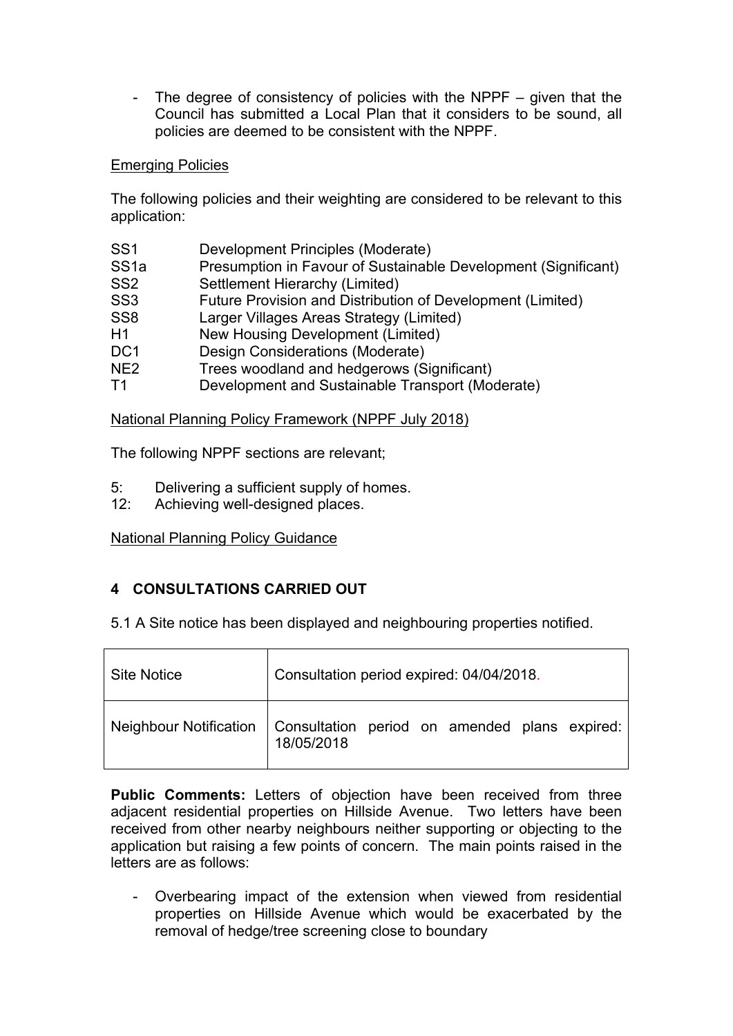- The degree of consistency of policies with the NPPF – given that the Council has submitted a Local Plan that it considers to be sound, all policies are deemed to be consistent with the NPPF.

Emerging Policies

The following policies and their weighting are considered to be relevant to this application:

SS1 Development Principles (Moderate)
SS1a Presumption in Favour of Sustainable Development (Significant)
SS2 Settlement Hierarchy (Limited)
SS3 Future Provision and Distribution of Development (Limited)
SS8 Larger Villages Areas Strategy (Limited)
H1 New Housing Development (Limited)
DC1 Design Considerations (Moderate)
NE2 Trees woodland and hedgerows (Significant)
T1 Development and Sustainable Transport (Moderate)

National Planning Policy Framework (NPPF July 2018)

The following NPPF sections are relevant;

5: Delivering a sufficient supply of homes.
12: Achieving well-designed places.

National Planning Policy Guidance

## 4 CONSULTATIONS CARRIED OUT

5.1 A Site notice has been displayed and neighbouring properties notified.

| Site Notice | Consultation period expired: 04/04/2018. |
|---|---|
| Neighbour Notification | Consultation period on amended plans expired: 18/05/2018 |

**Public Comments:** Letters of objection have been received from three adjacent residential properties on Hillside Avenue. Two letters have been received from other nearby neighbours neither supporting or objecting to the application but raising a few points of concern. The main points raised in the letters are as follows:

- Overbearing impact of the extension when viewed from residential properties on Hillside Avenue which would be exacerbated by the removal of hedge/tree screening close to boundary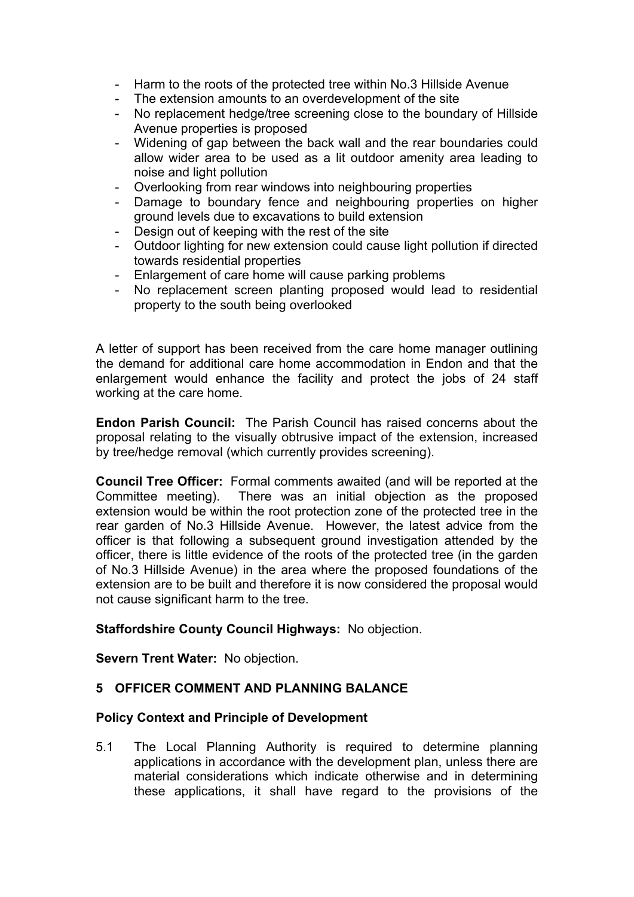- Harm to the roots of the protected tree within No.3 Hillside Avenue
- The extension amounts to an overdevelopment of the site
- No replacement hedge/tree screening close to the boundary of Hillside Avenue properties is proposed
- Widening of gap between the back wall and the rear boundaries could allow wider area to be used as a lit outdoor amenity area leading to noise and light pollution
- Overlooking from rear windows into neighbouring properties
- Damage to boundary fence and neighbouring properties on higher ground levels due to excavations to build extension
- Design out of keeping with the rest of the site
- Outdoor lighting for new extension could cause light pollution if directed towards residential properties
- Enlargement of care home will cause parking problems
- No replacement screen planting proposed would lead to residential property to the south being overlooked

A letter of support has been received from the care home manager outlining the demand for additional care home accommodation in Endon and that the enlargement would enhance the facility and protect the jobs of 24 staff working at the care home.

**Endon Parish Council:** The Parish Council has raised concerns about the proposal relating to the visually obtrusive impact of the extension, increased by tree/hedge removal (which currently provides screening).

**Council Tree Officer:** Formal comments awaited (and will be reported at the Committee meeting). There was an initial objection as the proposed extension would be within the root protection zone of the protected tree in the rear garden of No.3 Hillside Avenue. However, the latest advice from the officer is that following a subsequent ground investigation attended by the officer, there is little evidence of the roots of the protected tree (in the garden of No.3 Hillside Avenue) in the area where the proposed foundations of the extension are to be built and therefore it is now considered the proposal would not cause significant harm to the tree.

**Staffordshire County Council Highways:** No objection.

**Severn Trent Water:** No objection.

## 5 OFFICER COMMENT AND PLANNING BALANCE

### Policy Context and Principle of Development

5.1 The Local Planning Authority is required to determine planning applications in accordance with the development plan, unless there are material considerations which indicate otherwise and in determining these applications, it shall have regard to the provisions of the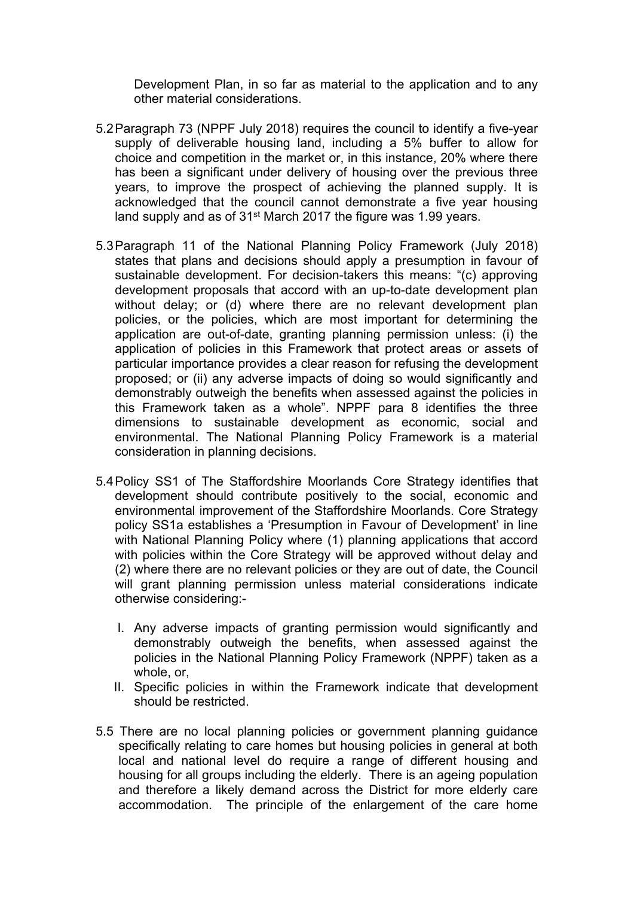Development Plan, in so far as material to the application and to any other material considerations.

5.2 Paragraph 73 (NPPF July 2018) requires the council to identify a five-year supply of deliverable housing land, including a 5% buffer to allow for choice and competition in the market or, in this instance, 20% where there has been a significant under delivery of housing over the previous three years, to improve the prospect of achieving the planned supply. It is acknowledged that the council cannot demonstrate a five year housing land supply and as of 31st March 2017 the figure was 1.99 years.

5.3 Paragraph 11 of the National Planning Policy Framework (July 2018) states that plans and decisions should apply a presumption in favour of sustainable development. For decision-takers this means: "(c) approving development proposals that accord with an up-to-date development plan without delay; or (d) where there are no relevant development plan policies, or the policies, which are most important for determining the application are out-of-date, granting planning permission unless: (i) the application of policies in this Framework that protect areas or assets of particular importance provides a clear reason for refusing the development proposed; or (ii) any adverse impacts of doing so would significantly and demonstrably outweigh the benefits when assessed against the policies in this Framework taken as a whole". NPPF para 8 identifies the three dimensions to sustainable development as economic, social and environmental. The National Planning Policy Framework is a material consideration in planning decisions.

5.4 Policy SS1 of The Staffordshire Moorlands Core Strategy identifies that development should contribute positively to the social, economic and environmental improvement of the Staffordshire Moorlands. Core Strategy policy SS1a establishes a 'Presumption in Favour of Development' in line with National Planning Policy where (1) planning applications that accord with policies within the Core Strategy will be approved without delay and (2) where there are no relevant policies or they are out of date, the Council will grant planning permission unless material considerations indicate otherwise considering:-

I. Any adverse impacts of granting permission would significantly and demonstrably outweigh the benefits, when assessed against the policies in the National Planning Policy Framework (NPPF) taken as a whole, or,
II. Specific policies in within the Framework indicate that development should be restricted.

5.5 There are no local planning policies or government planning guidance specifically relating to care homes but housing policies in general at both local and national level do require a range of different housing and housing for all groups including the elderly. There is an ageing population and therefore a likely demand across the District for more elderly care accommodation. The principle of the enlargement of the care home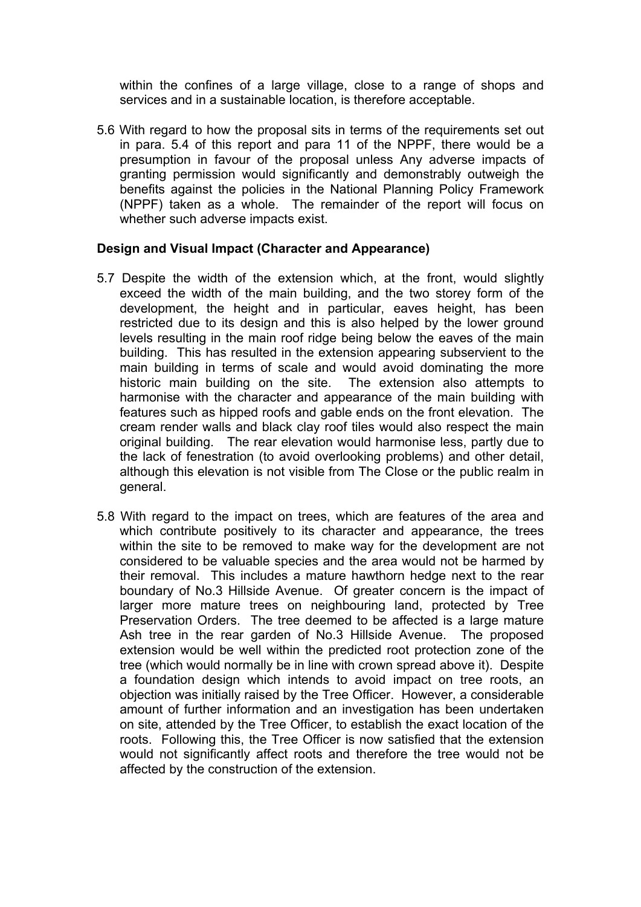within the confines of a large village, close to a range of shops and services and in a sustainable location, is therefore acceptable.

5.6 With regard to how the proposal sits in terms of the requirements set out in para. 5.4 of this report and para 11 of the NPPF, there would be a presumption in favour of the proposal unless Any adverse impacts of granting permission would significantly and demonstrably outweigh the benefits against the policies in the National Planning Policy Framework (NPPF) taken as a whole. The remainder of the report will focus on whether such adverse impacts exist.

**Design and Visual Impact (Character and Appearance)**

5.7 Despite the width of the extension which, at the front, would slightly exceed the width of the main building, and the two storey form of the development, the height and in particular, eaves height, has been restricted due to its design and this is also helped by the lower ground levels resulting in the main roof ridge being below the eaves of the main building. This has resulted in the extension appearing subservient to the main building in terms of scale and would avoid dominating the more historic main building on the site. The extension also attempts to harmonise with the character and appearance of the main building with features such as hipped roofs and gable ends on the front elevation. The cream render walls and black clay roof tiles would also respect the main original building. The rear elevation would harmonise less, partly due to the lack of fenestration (to avoid overlooking problems) and other detail, although this elevation is not visible from The Close or the public realm in general.

5.8 With regard to the impact on trees, which are features of the area and which contribute positively to its character and appearance, the trees within the site to be removed to make way for the development are not considered to be valuable species and the area would not be harmed by their removal. This includes a mature hawthorn hedge next to the rear boundary of No.3 Hillside Avenue. Of greater concern is the impact of larger more mature trees on neighbouring land, protected by Tree Preservation Orders. The tree deemed to be affected is a large mature Ash tree in the rear garden of No.3 Hillside Avenue. The proposed extension would be well within the predicted root protection zone of the tree (which would normally be in line with crown spread above it). Despite a foundation design which intends to avoid impact on tree roots, an objection was initially raised by the Tree Officer. However, a considerable amount of further information and an investigation has been undertaken on site, attended by the Tree Officer, to establish the exact location of the roots. Following this, the Tree Officer is now satisfied that the extension would not significantly affect roots and therefore the tree would not be affected by the construction of the extension.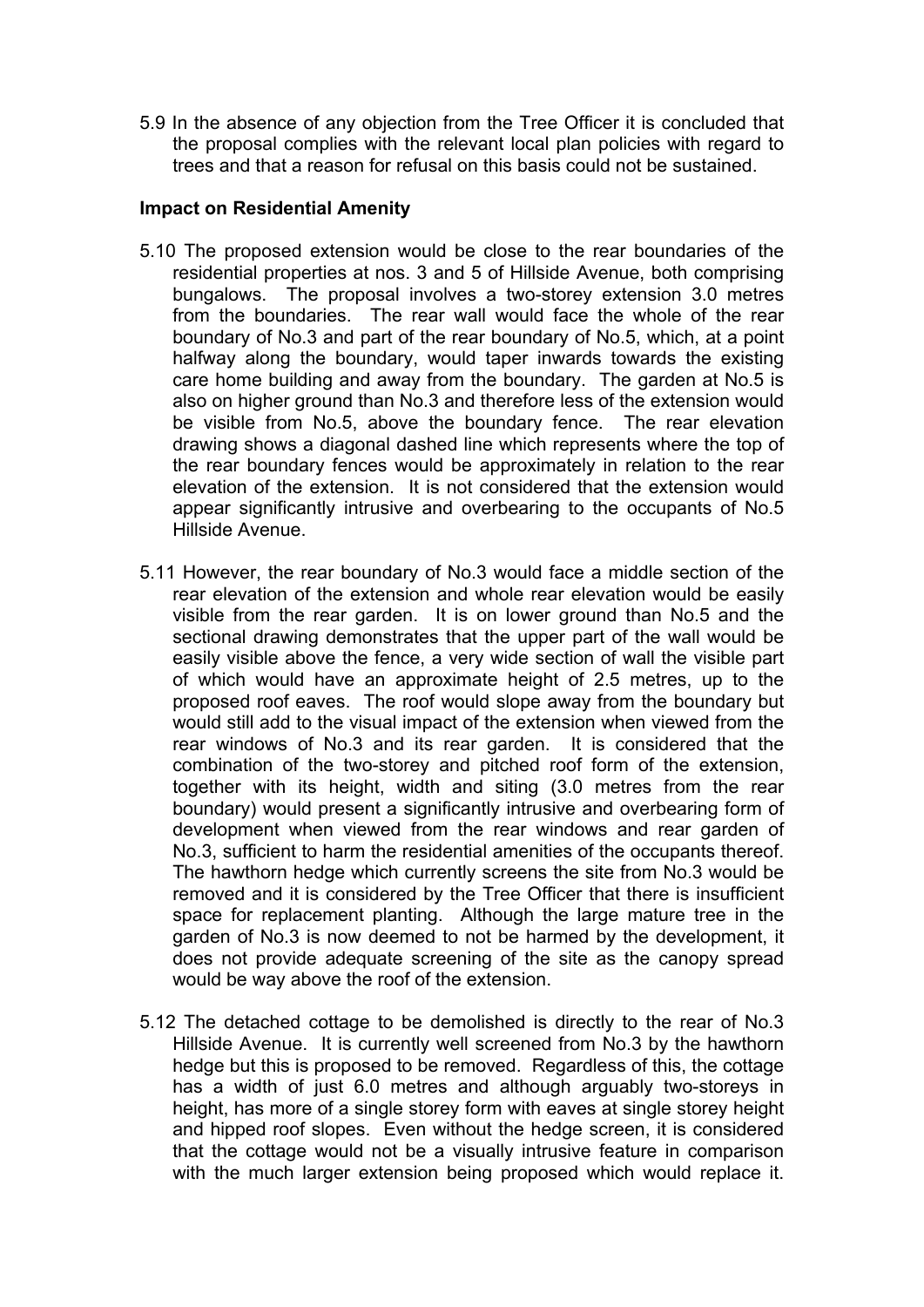5.9 In the absence of any objection from the Tree Officer it is concluded that the proposal complies with the relevant local plan policies with regard to trees and that a reason for refusal on this basis could not be sustained.

**Impact on Residential Amenity**

5.10 The proposed extension would be close to the rear boundaries of the residential properties at nos. 3 and 5 of Hillside Avenue, both comprising bungalows. The proposal involves a two-storey extension 3.0 metres from the boundaries. The rear wall would face the whole of the rear boundary of No.3 and part of the rear boundary of No.5, which, at a point halfway along the boundary, would taper inwards towards the existing care home building and away from the boundary. The garden at No.5 is also on higher ground than No.3 and therefore less of the extension would be visible from No.5, above the boundary fence. The rear elevation drawing shows a diagonal dashed line which represents where the top of the rear boundary fences would be approximately in relation to the rear elevation of the extension. It is not considered that the extension would appear significantly intrusive and overbearing to the occupants of No.5 Hillside Avenue.

5.11 However, the rear boundary of No.3 would face a middle section of the rear elevation of the extension and whole rear elevation would be easily visible from the rear garden. It is on lower ground than No.5 and the sectional drawing demonstrates that the upper part of the wall would be easily visible above the fence, a very wide section of wall the visible part of which would have an approximate height of 2.5 metres, up to the proposed roof eaves. The roof would slope away from the boundary but would still add to the visual impact of the extension when viewed from the rear windows of No.3 and its rear garden. It is considered that the combination of the two-storey and pitched roof form of the extension, together with its height, width and siting (3.0 metres from the rear boundary) would present a significantly intrusive and overbearing form of development when viewed from the rear windows and rear garden of No.3, sufficient to harm the residential amenities of the occupants thereof. The hawthorn hedge which currently screens the site from No.3 would be removed and it is considered by the Tree Officer that there is insufficient space for replacement planting. Although the large mature tree in the garden of No.3 is now deemed to not be harmed by the development, it does not provide adequate screening of the site as the canopy spread would be way above the roof of the extension.

5.12 The detached cottage to be demolished is directly to the rear of No.3 Hillside Avenue. It is currently well screened from No.3 by the hawthorn hedge but this is proposed to be removed. Regardless of this, the cottage has a width of just 6.0 metres and although arguably two-storeys in height, has more of a single storey form with eaves at single storey height and hipped roof slopes. Even without the hedge screen, it is considered that the cottage would not be a visually intrusive feature in comparison with the much larger extension being proposed which would replace it.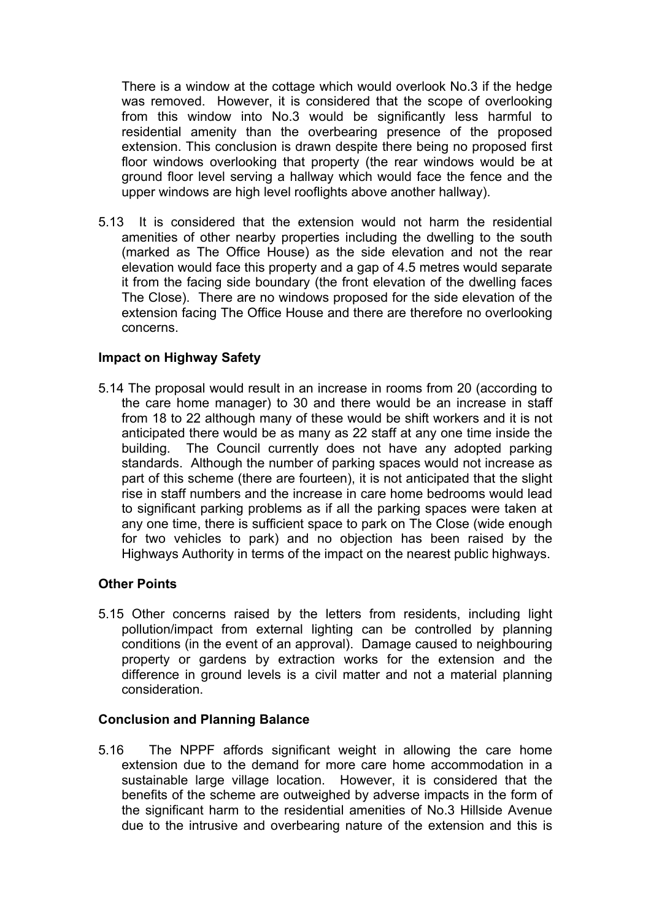There is a window at the cottage which would overlook No.3 if the hedge was removed. However, it is considered that the scope of overlooking from this window into No.3 would be significantly less harmful to residential amenity than the overbearing presence of the proposed extension. This conclusion is drawn despite there being no proposed first floor windows overlooking that property (the rear windows would be at ground floor level serving a hallway which would face the fence and the upper windows are high level rooflights above another hallway).

5.13 It is considered that the extension would not harm the residential amenities of other nearby properties including the dwelling to the south (marked as The Office House) as the side elevation and not the rear elevation would face this property and a gap of 4.5 metres would separate it from the facing side boundary (the front elevation of the dwelling faces The Close). There are no windows proposed for the side elevation of the extension facing The Office House and there are therefore no overlooking concerns.

### Impact on Highway Safety

5.14 The proposal would result in an increase in rooms from 20 (according to the care home manager) to 30 and there would be an increase in staff from 18 to 22 although many of these would be shift workers and it is not anticipated there would be as many as 22 staff at any one time inside the building. The Council currently does not have any adopted parking standards. Although the number of parking spaces would not increase as part of this scheme (there are fourteen), it is not anticipated that the slight rise in staff numbers and the increase in care home bedrooms would lead to significant parking problems as if all the parking spaces were taken at any one time, there is sufficient space to park on The Close (wide enough for two vehicles to park) and no objection has been raised by the Highways Authority in terms of the impact on the nearest public highways.

### Other Points

5.15 Other concerns raised by the letters from residents, including light pollution/impact from external lighting can be controlled by planning conditions (in the event of an approval). Damage caused to neighbouring property or gardens by extraction works for the extension and the difference in ground levels is a civil matter and not a material planning consideration.

### Conclusion and Planning Balance

5.16 The NPPF affords significant weight in allowing the care home extension due to the demand for more care home accommodation in a sustainable large village location. However, it is considered that the benefits of the scheme are outweighed by adverse impacts in the form of the significant harm to the residential amenities of No.3 Hillside Avenue due to the intrusive and overbearing nature of the extension and this is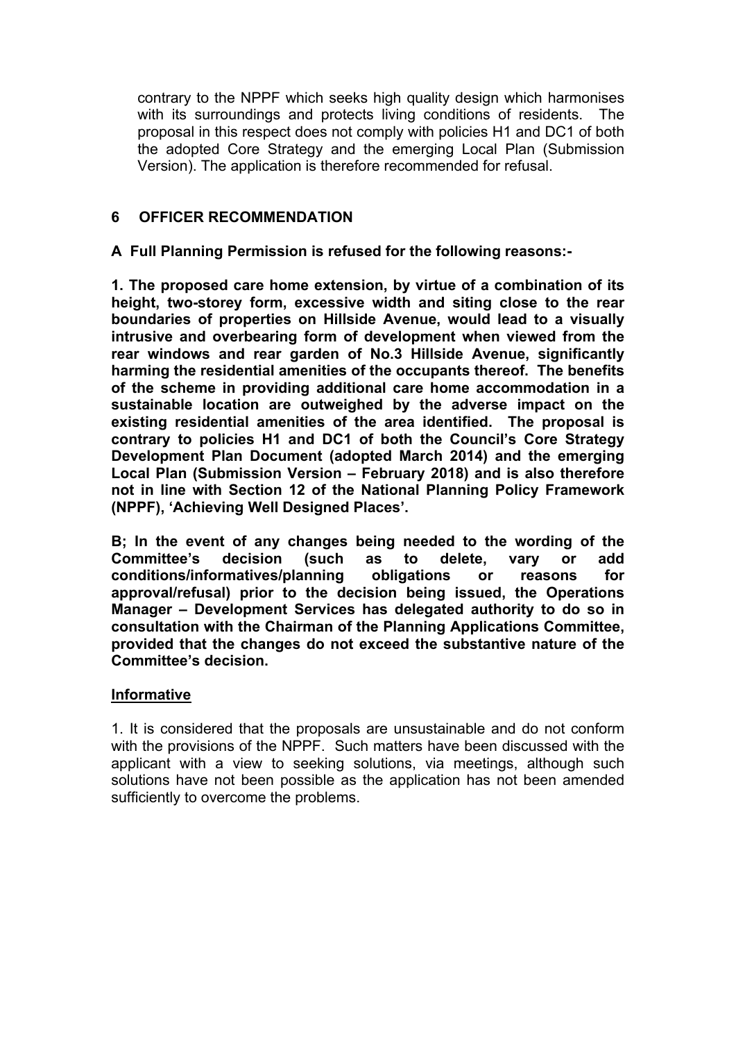contrary to the NPPF which seeks high quality design which harmonises with its surroundings and protects living conditions of residents. The proposal in this respect does not comply with policies H1 and DC1 of both the adopted Core Strategy and the emerging Local Plan (Submission Version). The application is therefore recommended for refusal.

## 6 OFFICER RECOMMENDATION

**A Full Planning Permission is refused for the following reasons:-**

**1. The proposed care home extension, by virtue of a combination of its height, two-storey form, excessive width and siting close to the rear boundaries of properties on Hillside Avenue, would lead to a visually intrusive and overbearing form of development when viewed from the rear windows and rear garden of No.3 Hillside Avenue, significantly harming the residential amenities of the occupants thereof. The benefits of the scheme in providing additional care home accommodation in a sustainable location are outweighed by the adverse impact on the existing residential amenities of the area identified. The proposal is contrary to policies H1 and DC1 of both the Council's Core Strategy Development Plan Document (adopted March 2014) and the emerging Local Plan (Submission Version – February 2018) and is also therefore not in line with Section 12 of the National Planning Policy Framework (NPPF), 'Achieving Well Designed Places'.**

**B; In the event of any changes being needed to the wording of the Committee's decision (such as to delete, vary or add conditions/informatives/planning obligations or reasons for approval/refusal) prior to the decision being issued, the Operations Manager – Development Services has delegated authority to do so in consultation with the Chairman of the Planning Applications Committee, provided that the changes do not exceed the substantive nature of the Committee's decision.**

**Informative**

1. It is considered that the proposals are unsustainable and do not conform with the provisions of the NPPF. Such matters have been discussed with the applicant with a view to seeking solutions, via meetings, although such solutions have not been possible as the application has not been amended sufficiently to overcome the problems.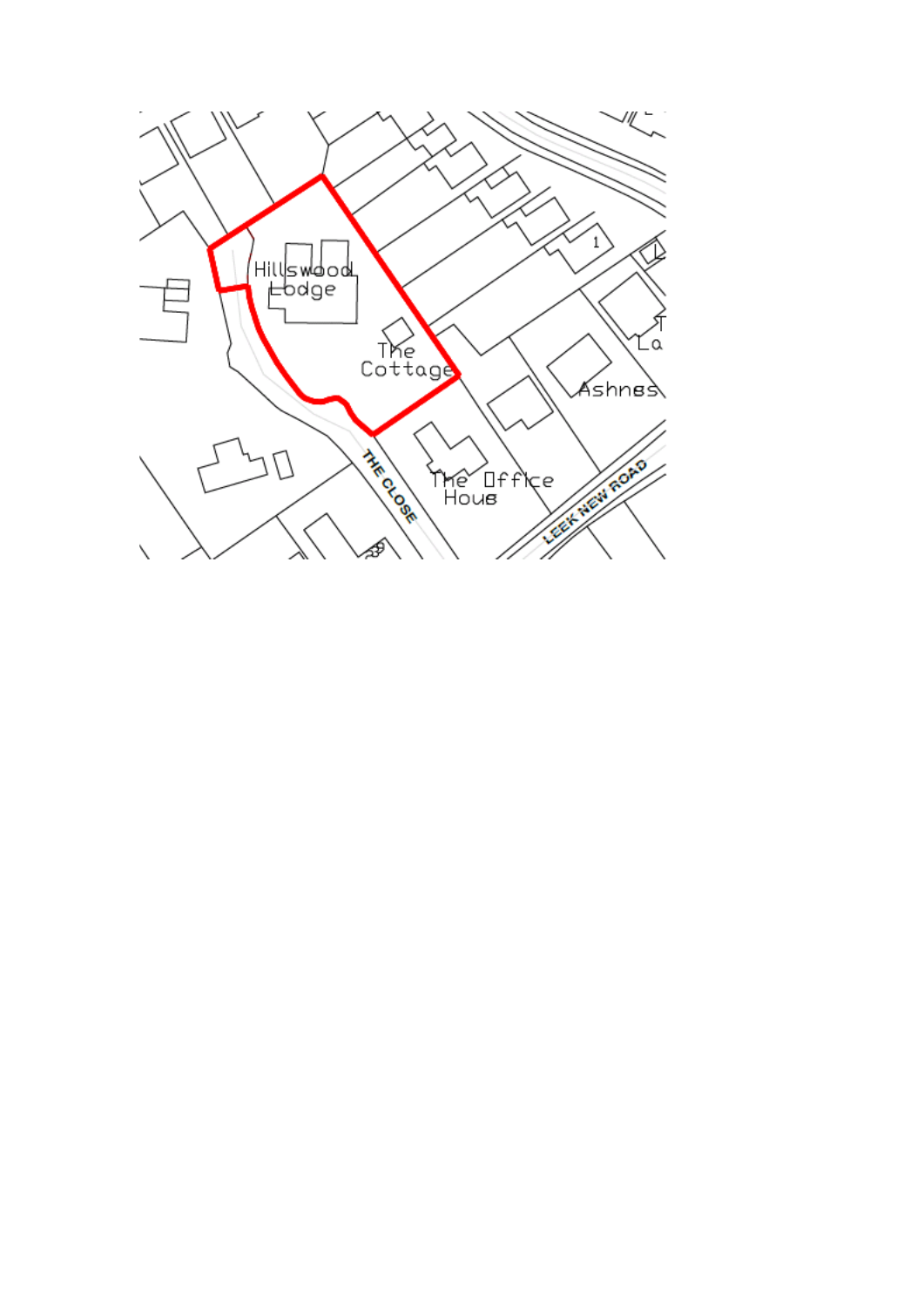Hillswood Lodge

The Cottage

The Office House

Ashnes

1

THE CLOSE

LEEK NEW ROAD